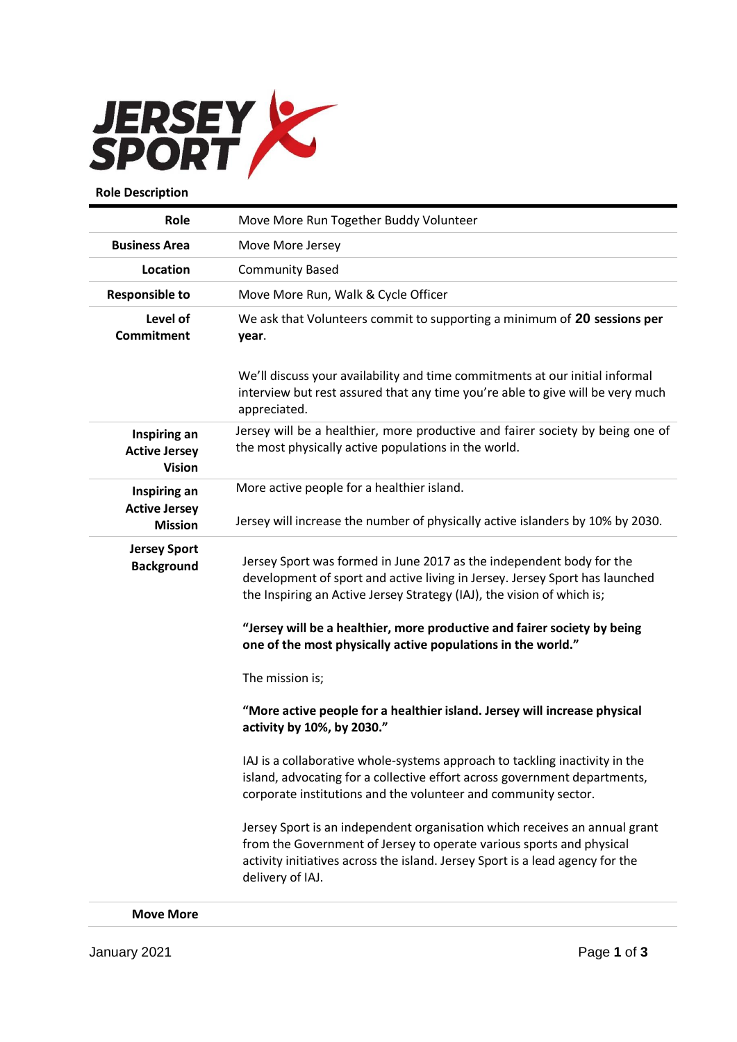JERSEY SPORT

**Role Description**

| | |
|---|---|
| **Role** | Move More Run Together Buddy Volunteer |
| **Business Area** | Move More Jersey |
| **Location** | Community Based |
| **Responsible to** | Move More Run, Walk & Cycle Officer |
| **Level of Commitment** | We ask that Volunteers commit to supporting a minimum of **20 sessions per year**.<br><br>We'll discuss your availability and time commitments at our initial informal interview but rest assured that any time you're able to give will be very much appreciated. |
| **Inspiring an Active Jersey Vision** | Jersey will be a healthier, more productive and fairer society by being one of the most physically active populations in the world. |
| **Inspiring an Active Jersey Mission** | More active people for a healthier island.<br><br>Jersey will increase the number of physically active islanders by 10% by 2030. |
| **Jersey Sport Background** | Jersey Sport was formed in June 2017 as the independent body for the development of sport and active living in Jersey. Jersey Sport has launched the Inspiring an Active Jersey Strategy (IAJ), the vision of which is;<br><br>**"Jersey will be a healthier, more productive and fairer society by being one of the most physically active populations in the world."**<br><br>The mission is;<br><br>**"More active people for a healthier island. Jersey will increase physical activity by 10%, by 2030."**<br><br>IAJ is a collaborative whole-systems approach to tackling inactivity in the island, advocating for a collective effort across government departments, corporate institutions and the volunteer and community sector.<br><br>Jersey Sport is an independent organisation which receives an annual grant from the Government of Jersey to operate various sports and physical activity initiatives across the island. Jersey Sport is a lead agency for the delivery of IAJ. |
| **Move More** | |

January 2021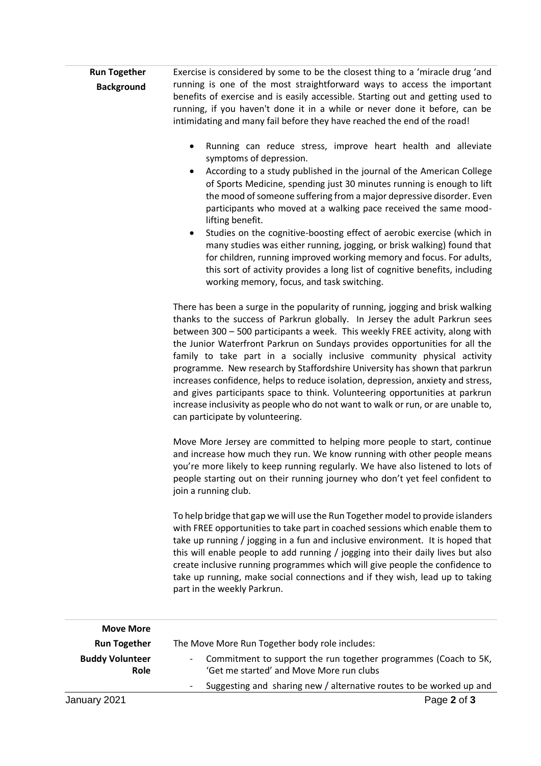**Run Together Background**

Exercise is considered by some to be the closest thing to a 'miracle drug 'and running is one of the most straightforward ways to access the important benefits of exercise and is easily accessible. Starting out and getting used to running, if you haven't done it in a while or never done it before, can be intimidating and many fail before they have reached the end of the road!

- Running can reduce stress, improve heart health and alleviate symptoms of depression.
- According to a study published in the journal of the American College of Sports Medicine, spending just 30 minutes running is enough to lift the mood of someone suffering from a major depressive disorder. Even participants who moved at a walking pace received the same mood-lifting benefit.
- Studies on the cognitive-boosting effect of aerobic exercise (which in many studies was either running, jogging, or brisk walking) found that for children, running improved working memory and focus. For adults, this sort of activity provides a long list of cognitive benefits, including working memory, focus, and task switching.

There has been a surge in the popularity of running, jogging and brisk walking thanks to the success of Parkrun globally. In Jersey the adult Parkrun sees between 300 – 500 participants a week. This weekly FREE activity, along with the Junior Waterfront Parkrun on Sundays provides opportunities for all the family to take part in a socially inclusive community physical activity programme. New research by Staffordshire University has shown that parkrun increases confidence, helps to reduce isolation, depression, anxiety and stress, and gives participants space to think. Volunteering opportunities at parkrun increase inclusivity as people who do not want to walk or run, or are unable to, can participate by volunteering.

Move More Jersey are committed to helping more people to start, continue and increase how much they run. We know running with other people means you're more likely to keep running regularly. We have also listened to lots of people starting out on their running journey who don't yet feel confident to join a running club.

To help bridge that gap we will use the Run Together model to provide islanders with FREE opportunities to take part in coached sessions which enable them to take up running / jogging in a fun and inclusive environment. It is hoped that this will enable people to add running / jogging into their daily lives but also create inclusive running programmes which will give people the confidence to take up running, make social connections and if they wish, lead up to taking part in the weekly Parkrun.

**Move More Run Together Buddy Volunteer Role**

The Move More Run Together body role includes:

- Commitment to support the run together programmes (Coach to 5K, 'Get me started' and Move More run clubs
- Suggesting and sharing new / alternative routes to be worked up and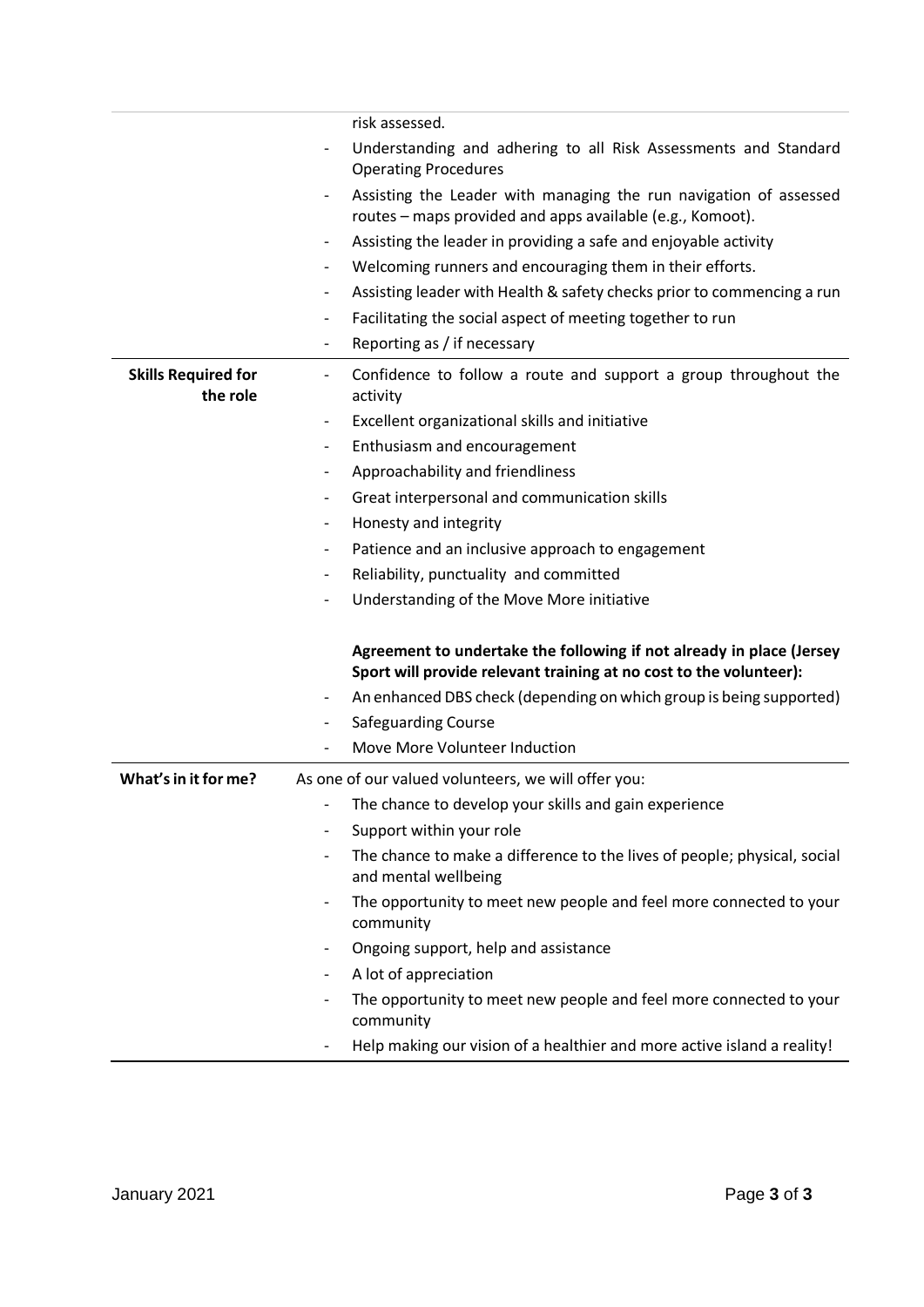| | |
|---|---|
| | risk assessed.<br>- Understanding and adhering to all Risk Assessments and Standard Operating Procedures<br>- Assisting the Leader with managing the run navigation of assessed routes – maps provided and apps available (e.g., Komoot).<br>- Assisting the leader in providing a safe and enjoyable activity<br>- Welcoming runners and encouraging them in their efforts.<br>- Assisting leader with Health & safety checks prior to commencing a run<br>- Facilitating the social aspect of meeting together to run<br>- Reporting as / if necessary |
| **Skills Required for the role** | - Confidence to follow a route and support a group throughout the activity<br>- Excellent organizational skills and initiative<br>- Enthusiasm and encouragement<br>- Approachability and friendliness<br>- Great interpersonal and communication skills<br>- Honesty and integrity<br>- Patience and an inclusive approach to engagement<br>- Reliability, punctuality and committed<br>- Understanding of the Move More initiative<br><br>**Agreement to undertake the following if not already in place (Jersey Sport will provide relevant training at no cost to the volunteer):**<br>- An enhanced DBS check (depending on which group is being supported)<br>- Safeguarding Course<br>- Move More Volunteer Induction |
| **What's in it for me?** | As one of our valued volunteers, we will offer you:<br>- The chance to develop your skills and gain experience<br>- Support within your role<br>- The chance to make a difference to the lives of people; physical, social and mental wellbeing<br>- The opportunity to meet new people and feel more connected to your community<br>- Ongoing support, help and assistance<br>- A lot of appreciation<br>- The opportunity to meet new people and feel more connected to your community<br>- Help making our vision of a healthier and more active island a reality! |

January 2021